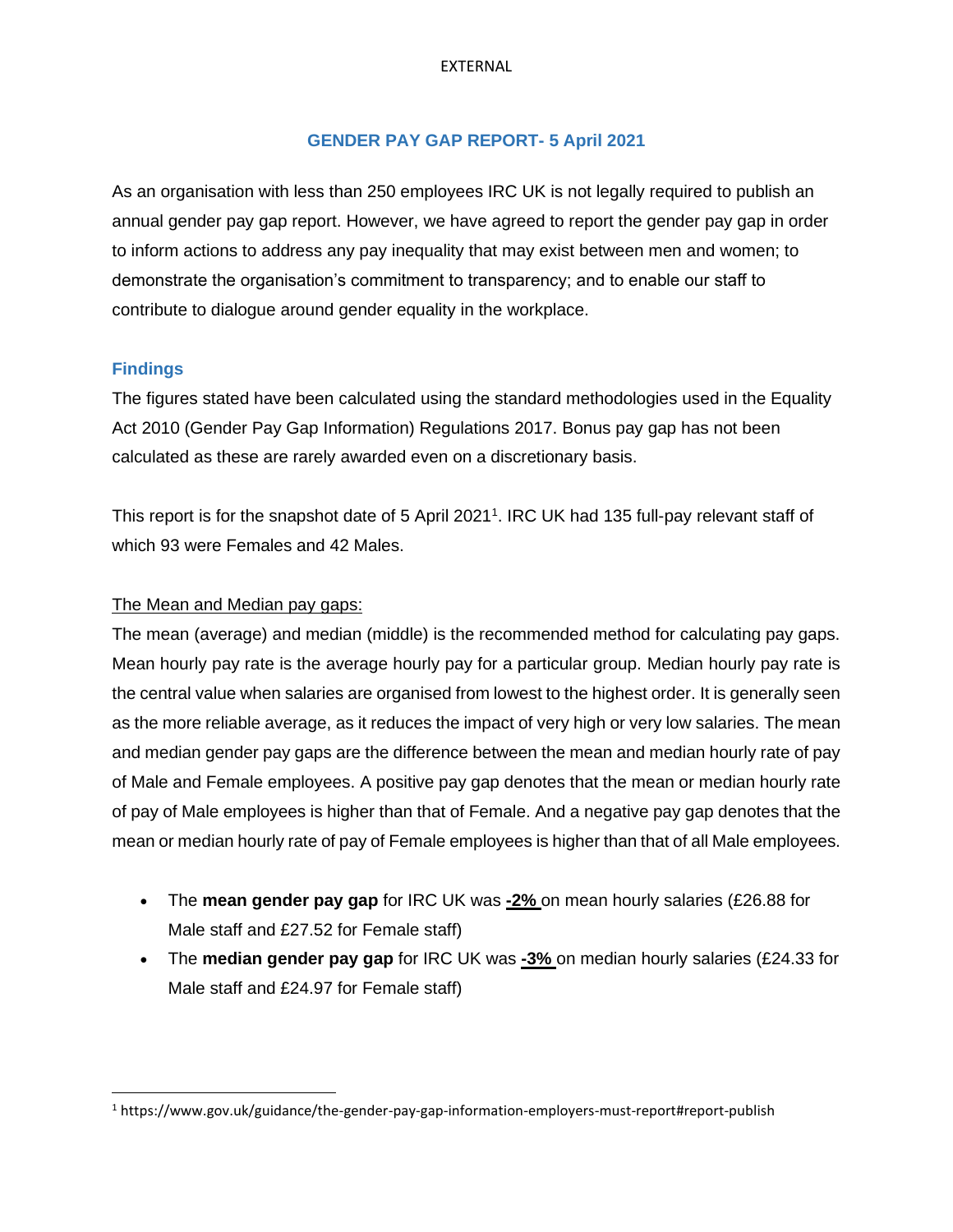# GENDER PAY GAP REPORT- 5 April 2021

As an organisation with less than 250 employees IRC UK is not legally required to publish an annual gender pay gap report. However, we have agreed to report the gender pay gap in order to inform actions to address any pay inequality that may exist between men and women; to demonstrate the organisation's commitment to transparency; and to enable our staff to contribute to dialogue around gender equality in the workplace.

## Findings

The figures stated have been calculated using the standard methodologies used in the Equality Act 2010 (Gender Pay Gap Information) Regulations 2017. Bonus pay gap has not been calculated as these are rarely awarded even on a discretionary basis.

This report is for the snapshot date of 5 April 2021[1]. IRC UK had 135 full-pay relevant staff of which 93 were Females and 42 Males.

The Mean and Median pay gaps:

The mean (average) and median (middle) is the recommended method for calculating pay gaps. Mean hourly pay rate is the average hourly pay for a particular group. Median hourly pay rate is the central value when salaries are organised from lowest to the highest order. It is generally seen as the more reliable average, as it reduces the impact of very high or very low salaries. The mean and median gender pay gaps are the difference between the mean and median hourly rate of pay of Male and Female employees. A positive pay gap denotes that the mean or median hourly rate of pay of Male employees is higher than that of Female. And a negative pay gap denotes that the mean or median hourly rate of pay of Female employees is higher than that of all Male employees.

- The **mean gender pay gap** for IRC UK was **-2%** on mean hourly salaries (£26.88 for Male staff and £27.52 for Female staff)
- The **median gender pay gap** for IRC UK was **-3%** on median hourly salaries (£24.33 for Male staff and £24.97 for Female staff)

[1] https://www.gov.uk/guidance/the-gender-pay-gap-information-employers-must-report#report-publish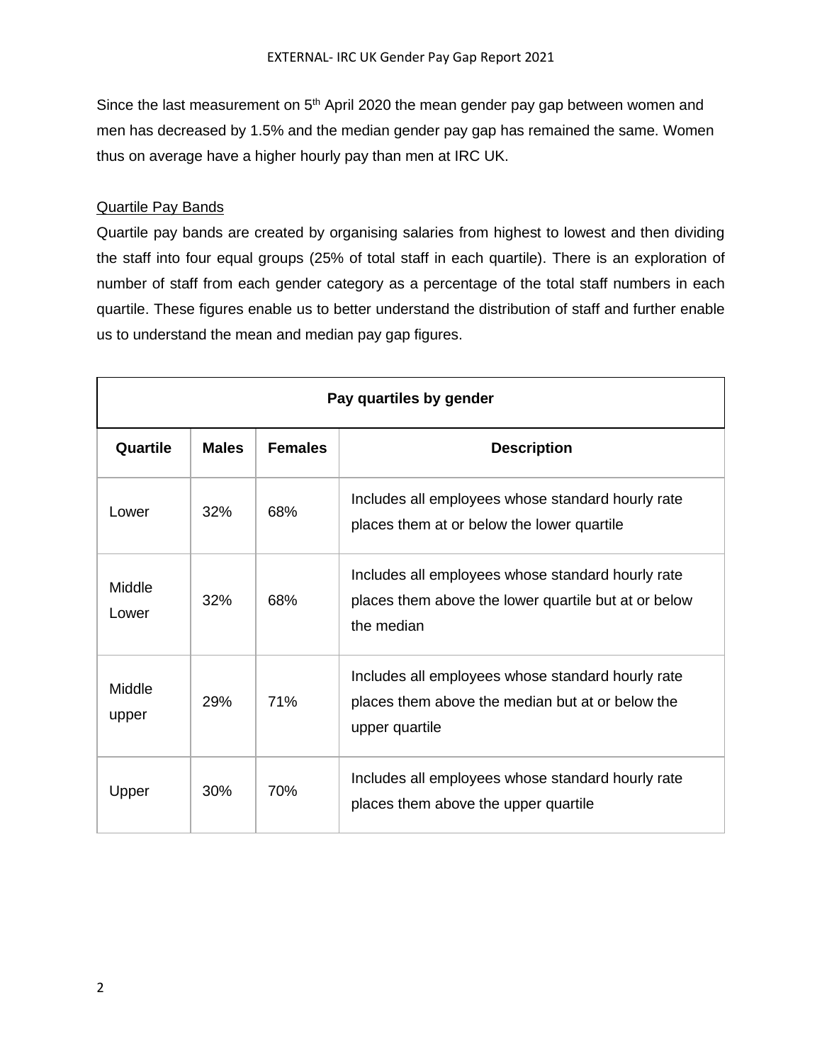Since the last measurement on 5th April 2020 the mean gender pay gap between women and men has decreased by 1.5% and the median gender pay gap has remained the same. Women thus on average have a higher hourly pay than men at IRC UK.

## Quartile Pay Bands

Quartile pay bands are created by organising salaries from highest to lowest and then dividing the staff into four equal groups (25% of total staff in each quartile). There is an exploration of number of staff from each gender category as a percentage of the total staff numbers in each quartile. These figures enable us to better understand the distribution of staff and further enable us to understand the mean and median pay gap figures.

| Pay quartiles by gender | | | |
|---|---|---|---|
| **Quartile** | **Males** | **Females** | **Description** |
| Lower | 32% | 68% | Includes all employees whose standard hourly rate places them at or below the lower quartile |
| Middle Lower | 32% | 68% | Includes all employees whose standard hourly rate places them above the lower quartile but at or below the median |
| Middle upper | 29% | 71% | Includes all employees whose standard hourly rate places them above the median but at or below the upper quartile |
| Upper | 30% | 70% | Includes all employees whose standard hourly rate places them above the upper quartile |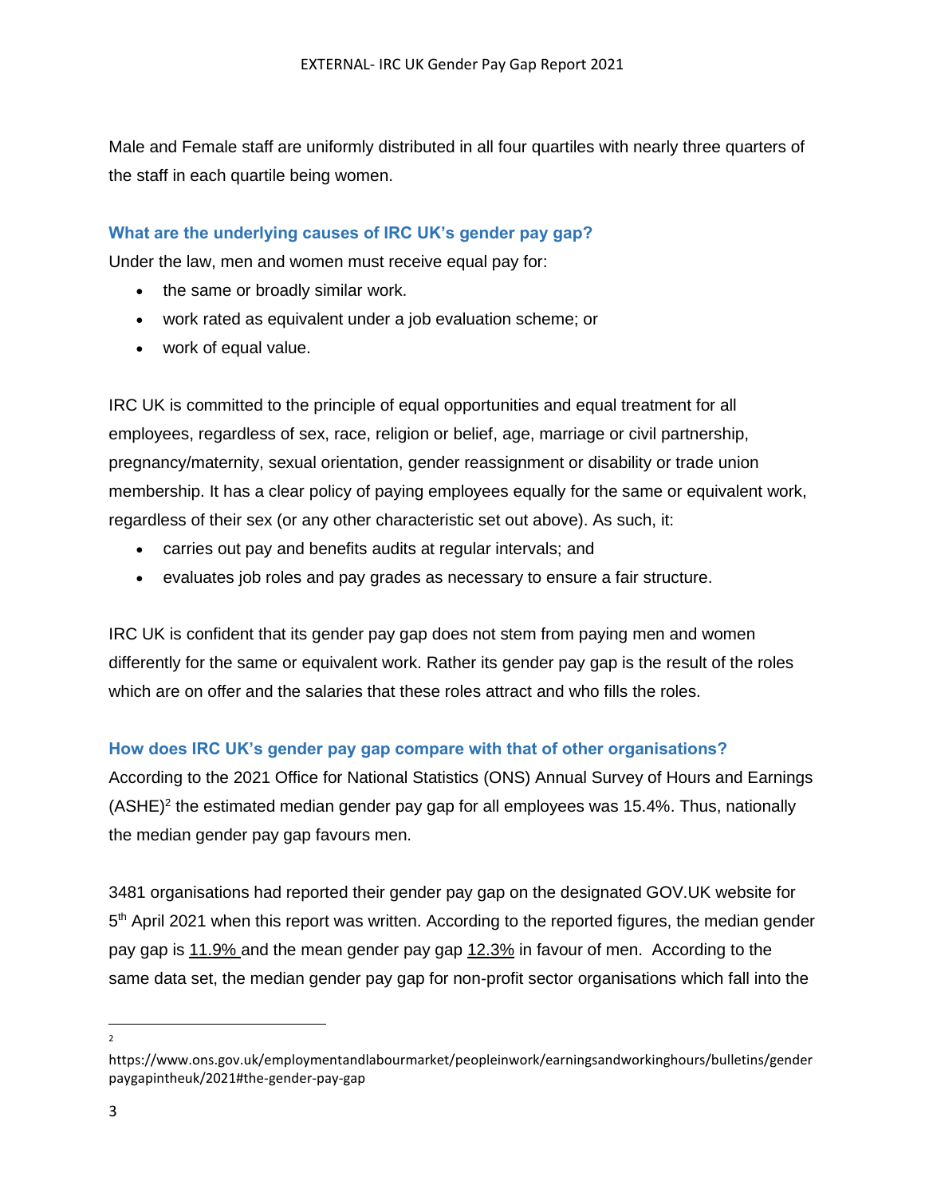Male and Female staff are uniformly distributed in all four quartiles with nearly three quarters of the staff in each quartile being women.

### What are the underlying causes of IRC UK's gender pay gap?

Under the law, men and women must receive equal pay for:

- the same or broadly similar work.
- work rated as equivalent under a job evaluation scheme; or
- work of equal value.

IRC UK is committed to the principle of equal opportunities and equal treatment for all employees, regardless of sex, race, religion or belief, age, marriage or civil partnership, pregnancy/maternity, sexual orientation, gender reassignment or disability or trade union membership. It has a clear policy of paying employees equally for the same or equivalent work, regardless of their sex (or any other characteristic set out above). As such, it:

- carries out pay and benefits audits at regular intervals; and
- evaluates job roles and pay grades as necessary to ensure a fair structure.

IRC UK is confident that its gender pay gap does not stem from paying men and women differently for the same or equivalent work. Rather its gender pay gap is the result of the roles which are on offer and the salaries that these roles attract and who fills the roles.

### How does IRC UK's gender pay gap compare with that of other organisations?

According to the 2021 Office for National Statistics (ONS) Annual Survey of Hours and Earnings (ASHE)[2] the estimated median gender pay gap for all employees was 15.4%. Thus, nationally the median gender pay gap favours men.

3481 organisations had reported their gender pay gap on the designated GOV.UK website for 5th April 2021 when this report was written. According to the reported figures, the median gender pay gap is 11.9% and the mean gender pay gap 12.3% in favour of men. According to the same data set, the median gender pay gap for non-profit sector organisations which fall into the

[2] https://www.ons.gov.uk/employmentandlabourmarket/peopleinwork/earningsandworkinghours/bulletins/genderpaygapintheuk/2021#the-gender-pay-gap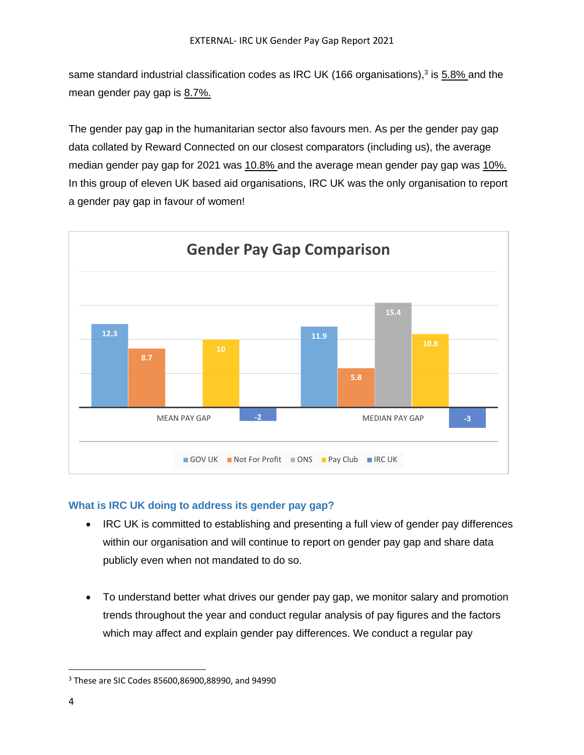same standard industrial classification codes as IRC UK (166 organisations),[3] is 5.8% and the mean gender pay gap is 8.7%.

The gender pay gap in the humanitarian sector also favours men. As per the gender pay gap data collated by Reward Connected on our closest comparators (including us), the average median gender pay gap for 2021 was 10.8% and the average mean gender pay gap was 10%. In this group of eleven UK based aid organisations, IRC UK was the only organisation to report a gender pay gap in favour of women!

**Gender Pay Gap Comparison**

| | GOV UK | Not For Profit | ONS | Pay Club | IRC UK |
|---|---|---|---|---|---|
| MEAN PAY GAP | 12.3 | 8.7 | | 10 | -2 |
| MEDIAN PAY GAP | 11.9 | 5.8 | 15.4 | 10.8 | -3 |

### What is IRC UK doing to address its gender pay gap?

- IRC UK is committed to establishing and presenting a full view of gender pay differences within our organisation and will continue to report on gender pay gap and share data publicly even when not mandated to do so.

- To understand better what drives our gender pay gap, we monitor salary and promotion trends throughout the year and conduct regular analysis of pay figures and the factors which may affect and explain gender pay differences. We conduct a regular pay

[3] These are SIC Codes 85600,86900,88990, and 94990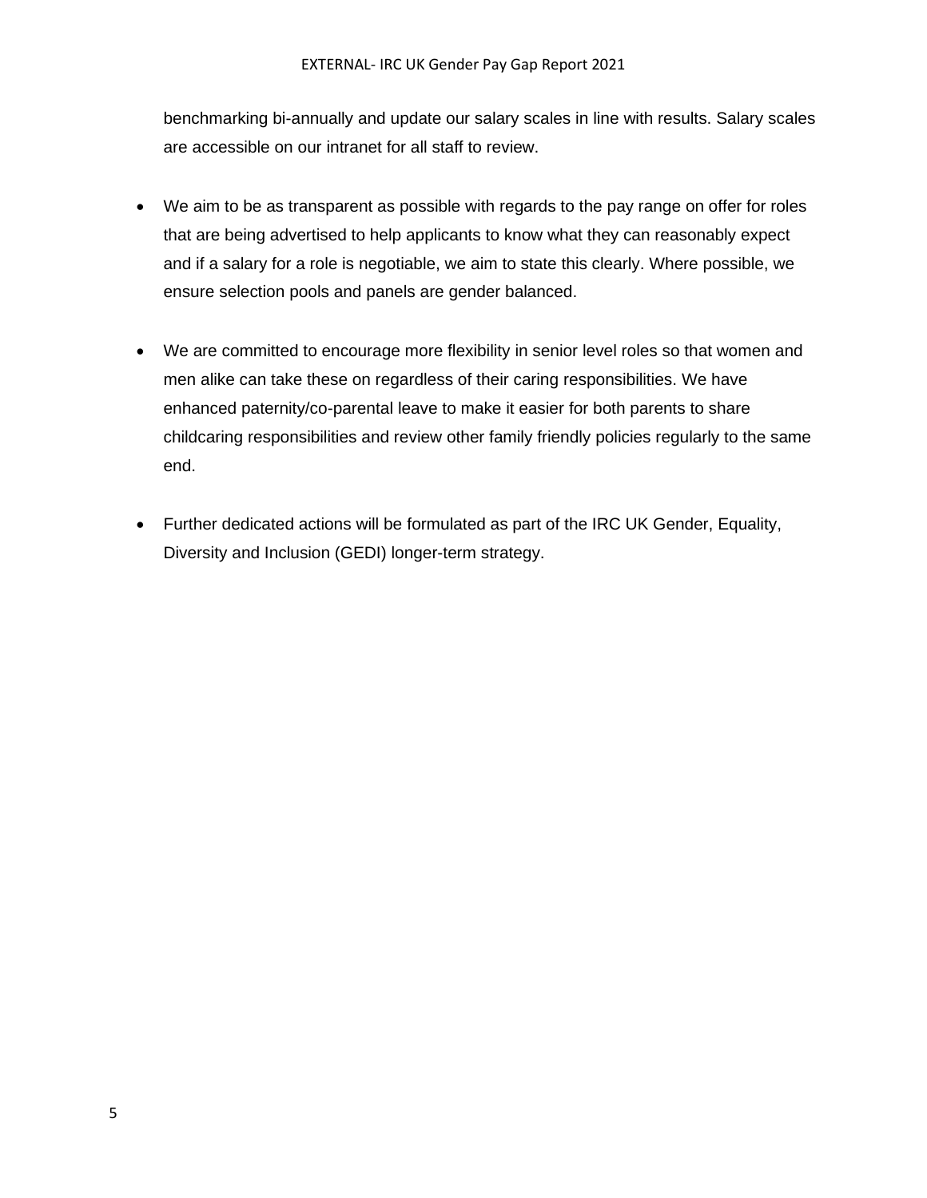benchmarking bi-annually and update our salary scales in line with results. Salary scales are accessible on our intranet for all staff to review.

- We aim to be as transparent as possible with regards to the pay range on offer for roles that are being advertised to help applicants to know what they can reasonably expect and if a salary for a role is negotiable, we aim to state this clearly. Where possible, we ensure selection pools and panels are gender balanced.

- We are committed to encourage more flexibility in senior level roles so that women and men alike can take these on regardless of their caring responsibilities. We have enhanced paternity/co-parental leave to make it easier for both parents to share childcaring responsibilities and review other family friendly policies regularly to the same end.

- Further dedicated actions will be formulated as part of the IRC UK Gender, Equality, Diversity and Inclusion (GEDI) longer-term strategy.